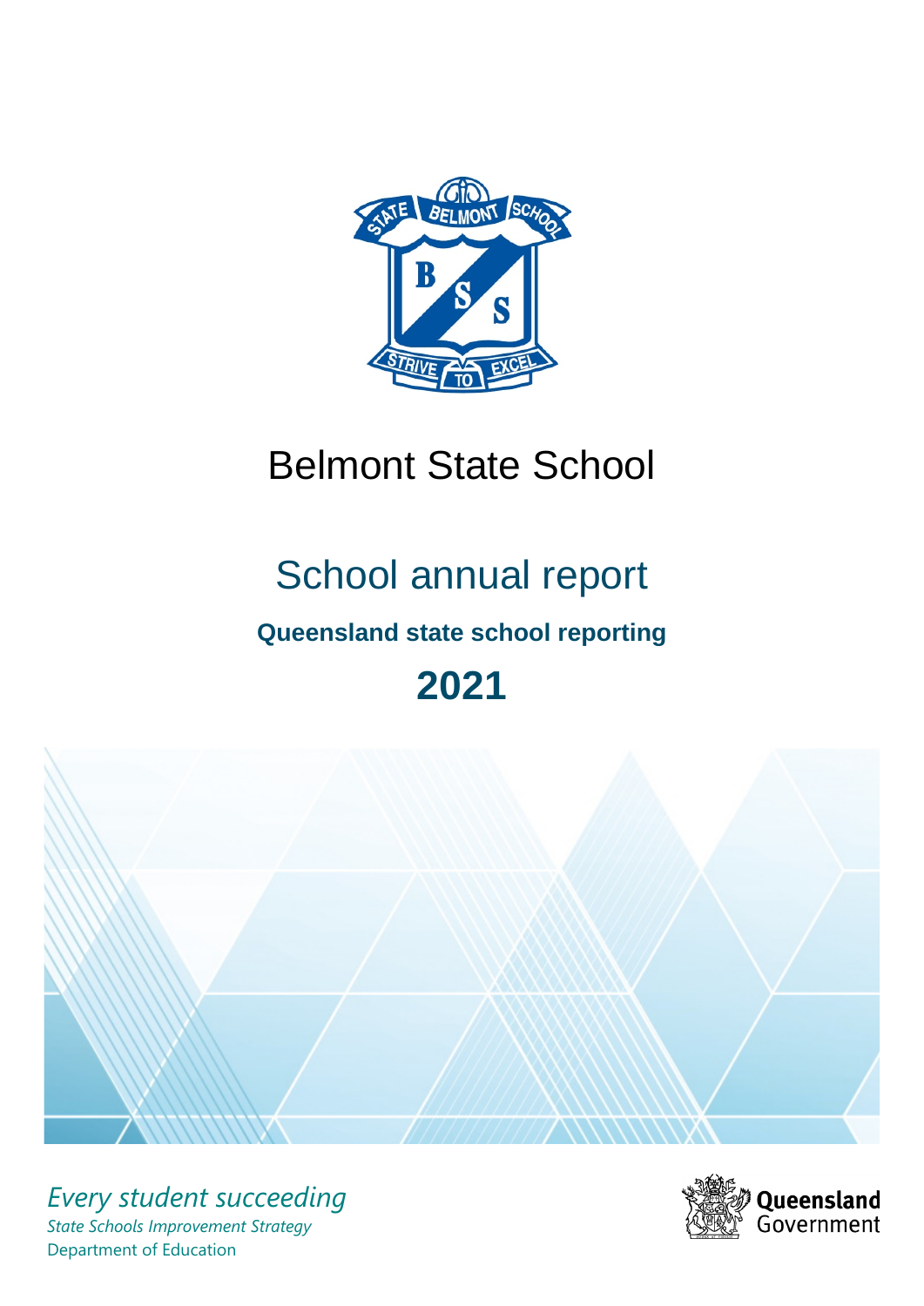# Belmont State School

## School annual report

### Queensland state school reporting

## 2021

*Every student succeeding*

*State Schools Improvement Strategy*

Department of Education

Queensland Government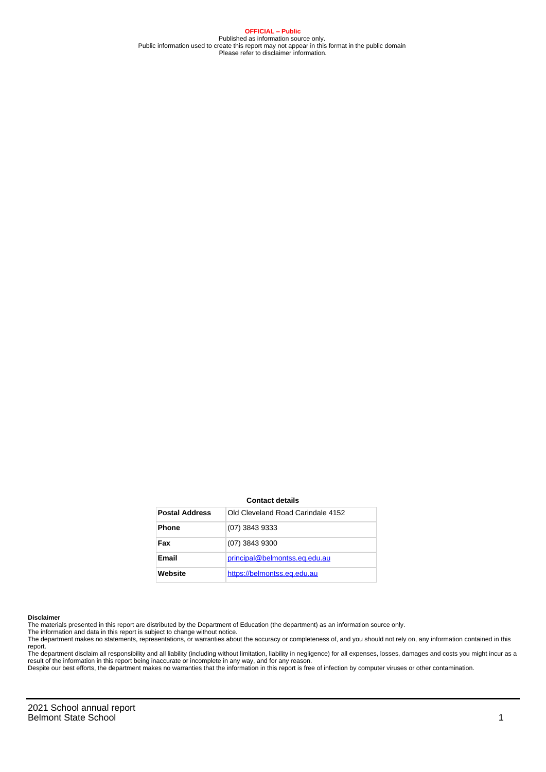**OFFICIAL – Public**
Published as information source only.
Public information used to create this report may not appear in this format in the public domain
Please refer to disclaimer information.

**Contact details**

| Postal Address | Old Cleveland Road Carindale 4152 |
| --- | --- |
| Phone | (07) 3843 9333 |
| Fax | (07) 3843 9300 |
| Email | principal@belmontss.eq.edu.au |
| Website | https://belmontss.eq.edu.au |

**Disclaimer**

The materials presented in this report are distributed by the Department of Education (the department) as an information source only.
The information and data in this report is subject to change without notice.
The department makes no statements, representations, or warranties about the accuracy or completeness of, and you should not rely on, any information contained in this report.
The department disclaim all responsibility and all liability (including without limitation, liability in negligence) for all expenses, losses, damages and costs you might incur as a result of the information in this report being inaccurate or incomplete in any way, and for any reason.
Despite our best efforts, the department makes no warranties that the information in this report is free of infection by computer viruses or other contamination.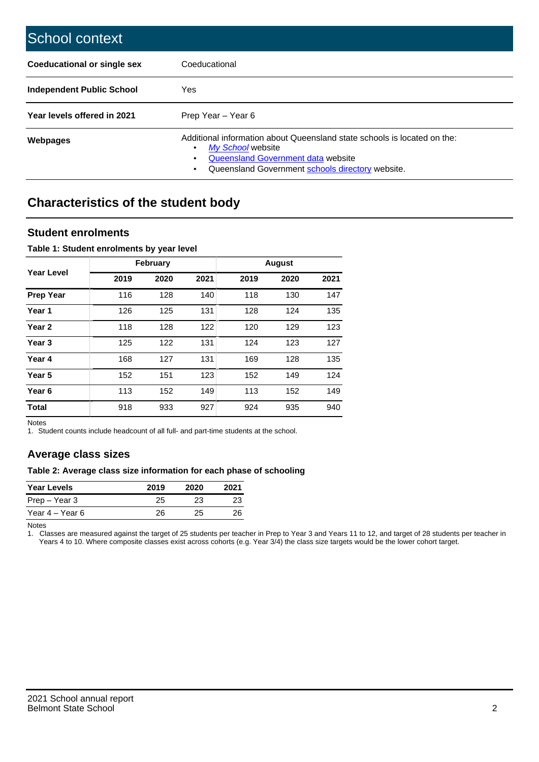# School context

| | |
|---|---|
| **Coeducational or single sex** | Coeducational |
| **Independent Public School** | Yes |
| **Year levels offered in 2021** | Prep Year – Year 6 |
| **Webpages** | Additional information about Queensland state schools is located on the: <br>• *My School* website <br>• Queensland Government data website <br>• Queensland Government schools directory website. |

## Characteristics of the student body

### Student enrolments

**Table 1: Student enrolments by year level**

| Year Level | February | | | August | | |
|---|---|---|---|---|---|---|
| | 2019 | 2020 | 2021 | 2019 | 2020 | 2021 |
| **Prep Year** | 116 | 128 | 140 | 118 | 130 | 147 |
| **Year 1** | 126 | 125 | 131 | 128 | 124 | 135 |
| **Year 2** | 118 | 128 | 122 | 120 | 129 | 123 |
| **Year 3** | 125 | 122 | 131 | 124 | 123 | 127 |
| **Year 4** | 168 | 127 | 131 | 169 | 128 | 135 |
| **Year 5** | 152 | 151 | 123 | 152 | 149 | 124 |
| **Year 6** | 113 | 152 | 149 | 113 | 152 | 149 |
| **Total** | 918 | 933 | 927 | 924 | 935 | 940 |

Notes

1. Student counts include headcount of all full- and part-time students at the school.

### Average class sizes

**Table 2: Average class size information for each phase of schooling**

| Year Levels | 2019 | 2020 | 2021 |
|---|---|---|---|
| Prep – Year 3 | 25 | 23 | 23 |
| Year 4 – Year 6 | 26 | 25 | 26 |

Notes

1. Classes are measured against the target of 25 students per teacher in Prep to Year 3 and Years 11 to 12, and target of 28 students per teacher in Years 4 to 10. Where composite classes exist across cohorts (e.g. Year 3/4) the class size targets would be the lower cohort target.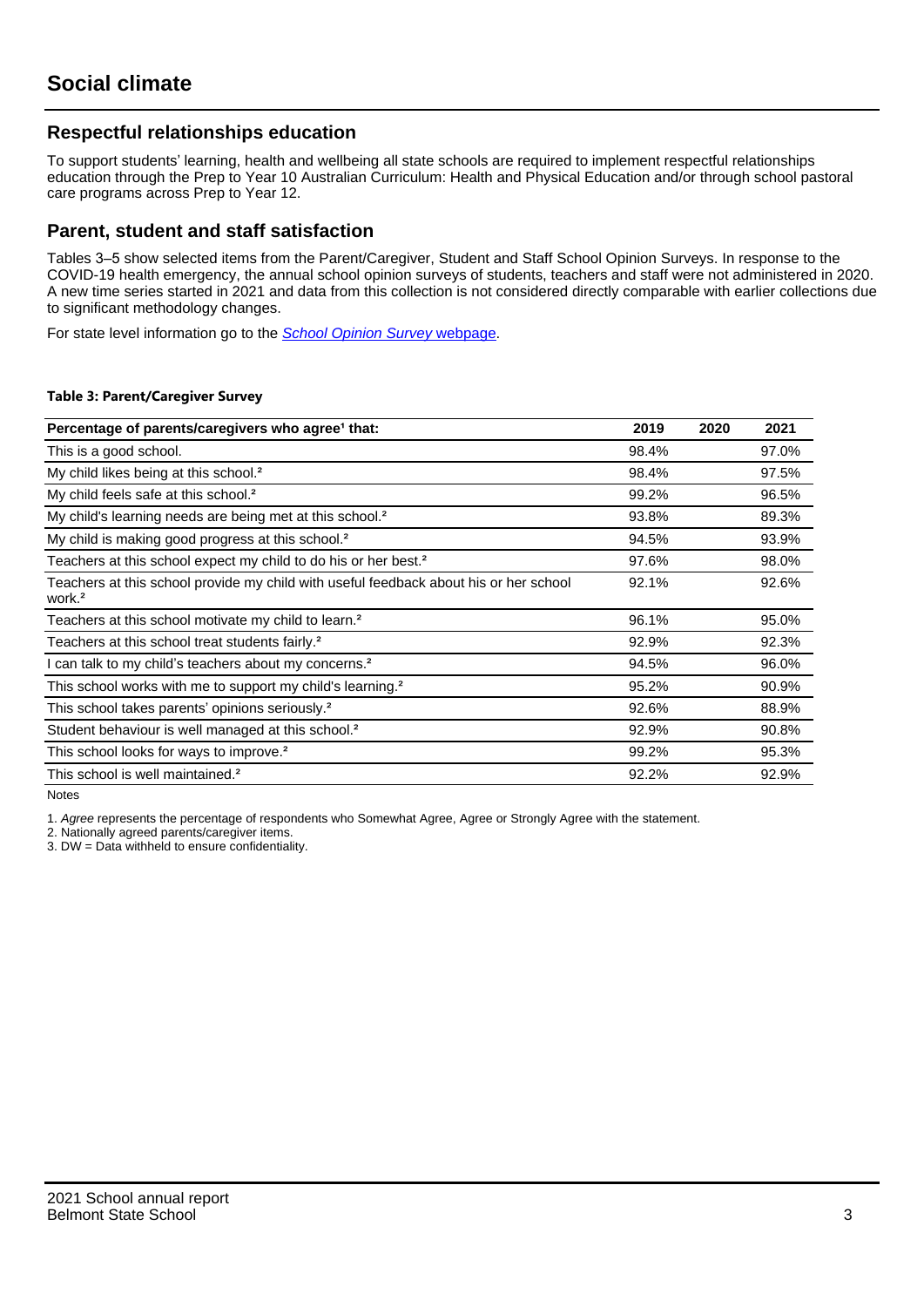# Social climate

## Respectful relationships education

To support students' learning, health and wellbeing all state schools are required to implement respectful relationships education through the Prep to Year 10 Australian Curriculum: Health and Physical Education and/or through school pastoral care programs across Prep to Year 12.

## Parent, student and staff satisfaction

Tables 3–5 show selected items from the Parent/Caregiver, Student and Staff School Opinion Surveys. In response to the COVID-19 health emergency, the annual school opinion surveys of students, teachers and staff were not administered in 2020. A new time series started in 2021 and data from this collection is not considered directly comparable with earlier collections due to significant methodology changes.

For state level information go to the *School Opinion Survey* webpage.

**Table 3: Parent/Caregiver Survey**

| Percentage of parents/caregivers who agree[1] that: | 2019 | 2020 | 2021 |
|---|---|---|---|
| This is a good school. | 98.4% | | 97.0% |
| My child likes being at this school.[2] | 98.4% | | 97.5% |
| My child feels safe at this school.[2] | 99.2% | | 96.5% |
| My child's learning needs are being met at this school.[2] | 93.8% | | 89.3% |
| My child is making good progress at this school.[2] | 94.5% | | 93.9% |
| Teachers at this school expect my child to do his or her best.[2] | 97.6% | | 98.0% |
| Teachers at this school provide my child with useful feedback about his or her school work.[2] | 92.1% | | 92.6% |
| Teachers at this school motivate my child to learn.[2] | 96.1% | | 95.0% |
| Teachers at this school treat students fairly.[2] | 92.9% | | 92.3% |
| I can talk to my child's teachers about my concerns.[2] | 94.5% | | 96.0% |
| This school works with me to support my child's learning.[2] | 95.2% | | 90.9% |
| This school takes parents' opinions seriously.[2] | 92.6% | | 88.9% |
| Student behaviour is well managed at this school.[2] | 92.9% | | 90.8% |
| This school looks for ways to improve.[2] | 99.2% | | 95.3% |
| This school is well maintained.[2] | 92.2% | | 92.9% |

Notes

1. *Agree* represents the percentage of respondents who Somewhat Agree, Agree or Strongly Agree with the statement.
2. Nationally agreed parents/caregiver items.
3. DW = Data withheld to ensure confidentiality.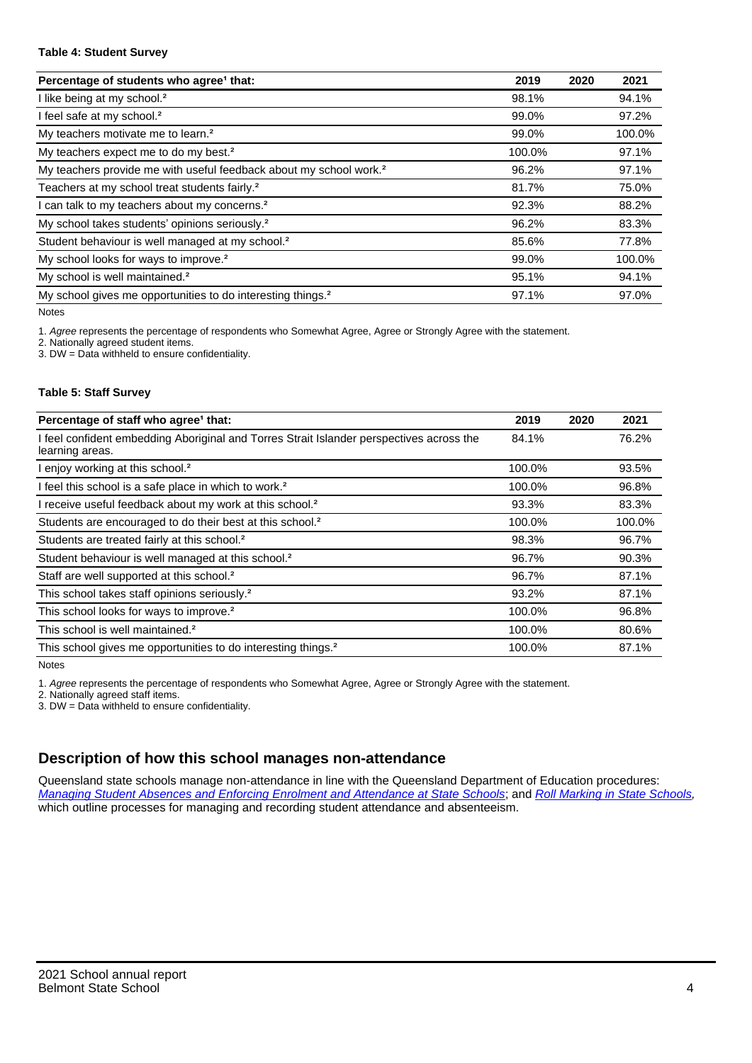**Table 4: Student Survey**

| Percentage of students who agree[1] that: | 2019 | 2020 | 2021 |
|---|---|---|---|
| I like being at my school.[2] | 98.1% | | 94.1% |
| I feel safe at my school.[2] | 99.0% | | 97.2% |
| My teachers motivate me to learn.[2] | 99.0% | | 100.0% |
| My teachers expect me to do my best.[2] | 100.0% | | 97.1% |
| My teachers provide me with useful feedback about my school work.[2] | 96.2% | | 97.1% |
| Teachers at my school treat students fairly.[2] | 81.7% | | 75.0% |
| I can talk to my teachers about my concerns.[2] | 92.3% | | 88.2% |
| My school takes students' opinions seriously.[2] | 96.2% | | 83.3% |
| Student behaviour is well managed at my school.[2] | 85.6% | | 77.8% |
| My school looks for ways to improve.[2] | 99.0% | | 100.0% |
| My school is well maintained.[2] | 95.1% | | 94.1% |
| My school gives me opportunities to do interesting things.[2] | 97.1% | | 97.0% |

Notes

1. *Agree* represents the percentage of respondents who Somewhat Agree, Agree or Strongly Agree with the statement.
2. Nationally agreed student items.
3. DW = Data withheld to ensure confidentiality.

**Table 5: Staff Survey**

| Percentage of staff who agree[1] that: | 2019 | 2020 | 2021 |
|---|---|---|---|
| I feel confident embedding Aboriginal and Torres Strait Islander perspectives across the learning areas. | 84.1% | | 76.2% |
| I enjoy working at this school.[2] | 100.0% | | 93.5% |
| I feel this school is a safe place in which to work.[2] | 100.0% | | 96.8% |
| I receive useful feedback about my work at this school.[2] | 93.3% | | 83.3% |
| Students are encouraged to do their best at this school.[2] | 100.0% | | 100.0% |
| Students are treated fairly at this school.[2] | 98.3% | | 96.7% |
| Student behaviour is well managed at this school.[2] | 96.7% | | 90.3% |
| Staff are well supported at this school.[2] | 96.7% | | 87.1% |
| This school takes staff opinions seriously.[2] | 93.2% | | 87.1% |
| This school looks for ways to improve.[2] | 100.0% | | 96.8% |
| This school is well maintained.[2] | 100.0% | | 80.6% |
| This school gives me opportunities to do interesting things.[2] | 100.0% | | 87.1% |

Notes

1. *Agree* represents the percentage of respondents who Somewhat Agree, Agree or Strongly Agree with the statement.
2. Nationally agreed staff items.
3. DW = Data withheld to ensure confidentiality.

## Description of how this school manages non-attendance

Queensland state schools manage non-attendance in line with the Queensland Department of Education procedures: *Managing Student Absences and Enforcing Enrolment and Attendance at State Schools*; and *Roll Marking in State Schools,* which outline processes for managing and recording student attendance and absenteeism.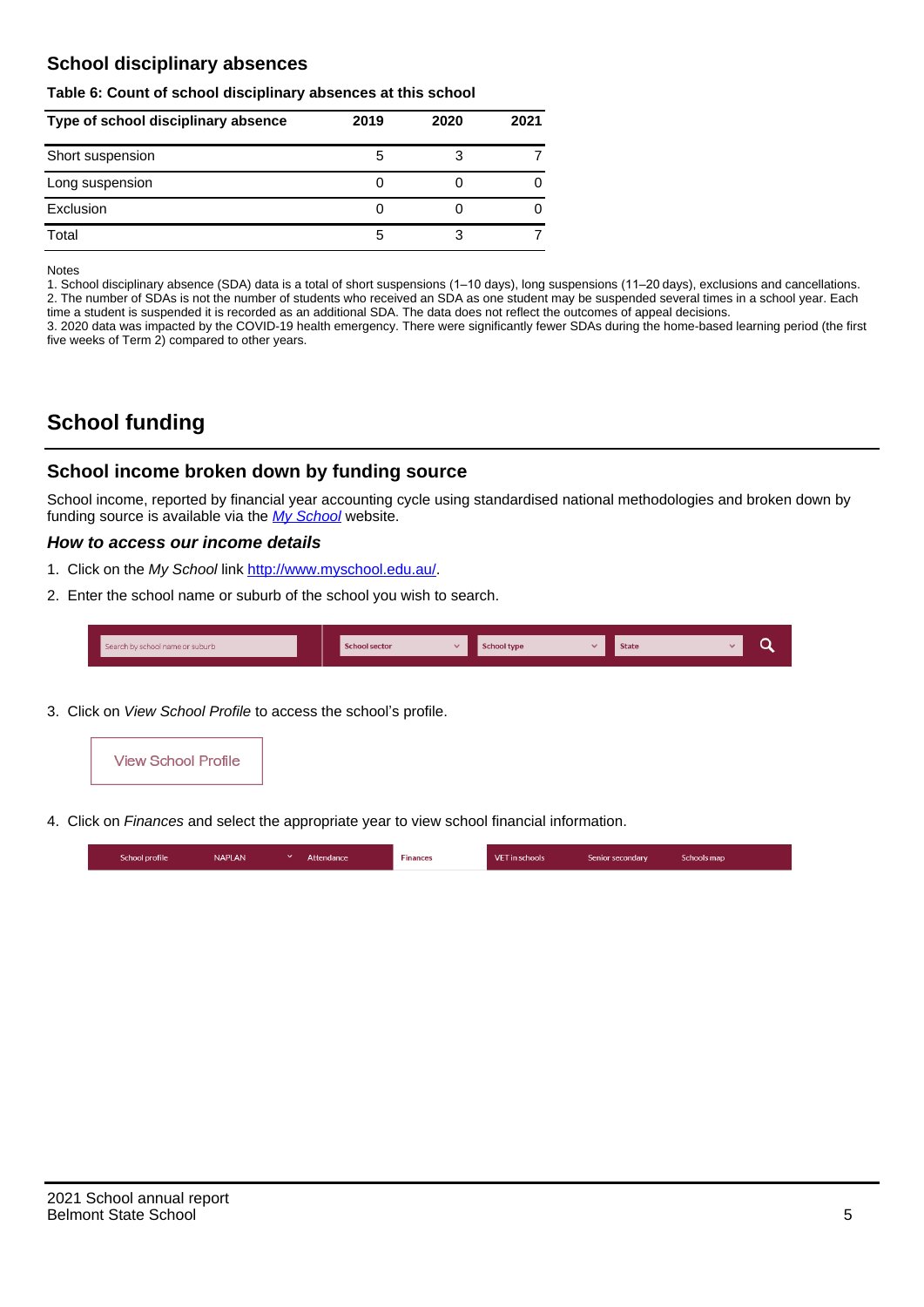## School disciplinary absences

**Table 6: Count of school disciplinary absences at this school**

| Type of school disciplinary absence | 2019 | 2020 | 2021 |
|---|---|---|---|
| Short suspension | 5 | 3 | 7 |
| Long suspension | 0 | 0 | 0 |
| Exclusion | 0 | 0 | 0 |
| Total | 5 | 3 | 7 |

Notes
1. School disciplinary absence (SDA) data is a total of short suspensions (1–10 days), long suspensions (11–20 days), exclusions and cancellations.
2. The number of SDAs is not the number of students who received an SDA as one student may be suspended several times in a school year. Each time a student is suspended it is recorded as an additional SDA. The data does not reflect the outcomes of appeal decisions.
3. 2020 data was impacted by the COVID-19 health emergency. There were significantly fewer SDAs during the home-based learning period (the first five weeks of Term 2) compared to other years.

# School funding

## School income broken down by funding source

School income, reported by financial year accounting cycle using standardised national methodologies and broken down by funding source is available via the *My School* website.

### *How to access our income details*

1. Click on the *My School* link http://www.myschool.edu.au/.
2. Enter the school name or suburb of the school you wish to search.

Search by school name or suburb | School sector | School type | State

3. Click on *View School Profile* to access the school's profile.

View School Profile

4. Click on *Finances* and select the appropriate year to view school financial information.

School profile | NAPLAN | Attendance | Finances | VET in schools | Senior secondary | Schools map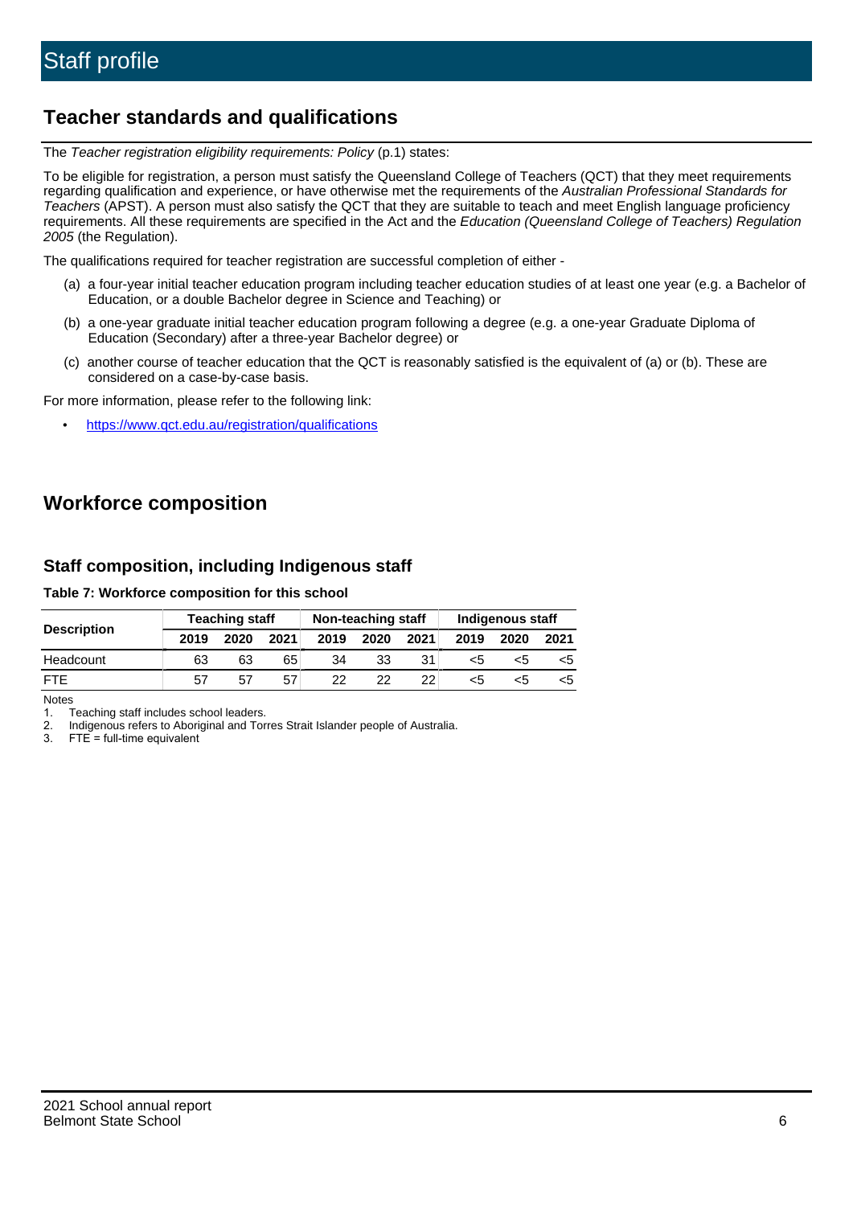# Staff profile

## Teacher standards and qualifications

The *Teacher registration eligibility requirements: Policy* (p.1) states:

To be eligible for registration, a person must satisfy the Queensland College of Teachers (QCT) that they meet requirements regarding qualification and experience, or have otherwise met the requirements of the *Australian Professional Standards for Teachers* (APST). A person must also satisfy the QCT that they are suitable to teach and meet English language proficiency requirements. All these requirements are specified in the Act and the *Education (Queensland College of Teachers) Regulation 2005* (the Regulation).

The qualifications required for teacher registration are successful completion of either -

(a) a four-year initial teacher education program including teacher education studies of at least one year (e.g. a Bachelor of Education, or a double Bachelor degree in Science and Teaching) or

(b) a one-year graduate initial teacher education program following a degree (e.g. a one-year Graduate Diploma of Education (Secondary) after a three-year Bachelor degree) or

(c) another course of teacher education that the QCT is reasonably satisfied is the equivalent of (a) or (b). These are considered on a case-by-case basis.

For more information, please refer to the following link:

- https://www.qct.edu.au/registration/qualifications

## Workforce composition

### Staff composition, including Indigenous staff

**Table 7: Workforce composition for this school**

| Description | Teaching staff | | | Non-teaching staff | | | Indigenous staff | | |
|---|---|---|---|---|---|---|---|---|---|
| | 2019 | 2020 | 2021 | 2019 | 2020 | 2021 | 2019 | 2020 | 2021 |
| Headcount | 63 | 63 | 65 | 34 | 33 | 31 | <5 | <5 | <5 |
| FTE | 57 | 57 | 57 | 22 | 22 | 22 | <5 | <5 | <5 |

Notes

1. Teaching staff includes school leaders.
2. Indigenous refers to Aboriginal and Torres Strait Islander people of Australia.
3. FTE = full-time equivalent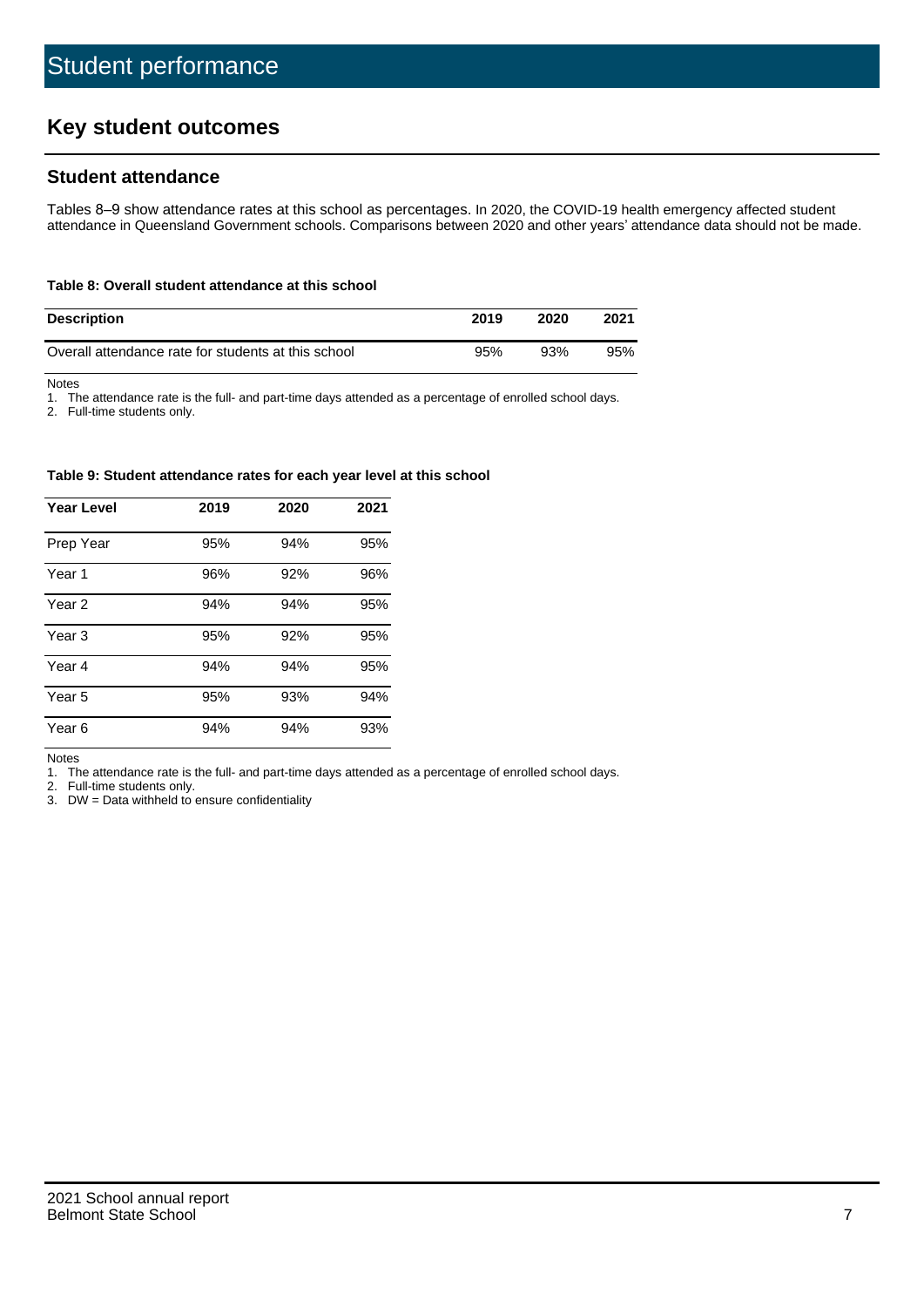# Student performance

## Key student outcomes

### Student attendance

Tables 8–9 show attendance rates at this school as percentages. In 2020, the COVID-19 health emergency affected student attendance in Queensland Government schools. Comparisons between 2020 and other years' attendance data should not be made.

**Table 8: Overall student attendance at this school**

| Description | 2019 | 2020 | 2021 |
|---|---|---|---|
| Overall attendance rate for students at this school | 95% | 93% | 95% |

Notes
1. The attendance rate is the full- and part-time days attended as a percentage of enrolled school days.
2. Full-time students only.

**Table 9: Student attendance rates for each year level at this school**

| Year Level | 2019 | 2020 | 2021 |
|---|---|---|---|
| Prep Year | 95% | 94% | 95% |
| Year 1 | 96% | 92% | 96% |
| Year 2 | 94% | 94% | 95% |
| Year 3 | 95% | 92% | 95% |
| Year 4 | 94% | 94% | 95% |
| Year 5 | 95% | 93% | 94% |
| Year 6 | 94% | 94% | 93% |

Notes
1. The attendance rate is the full- and part-time days attended as a percentage of enrolled school days.
2. Full-time students only.
3. DW = Data withheld to ensure confidentiality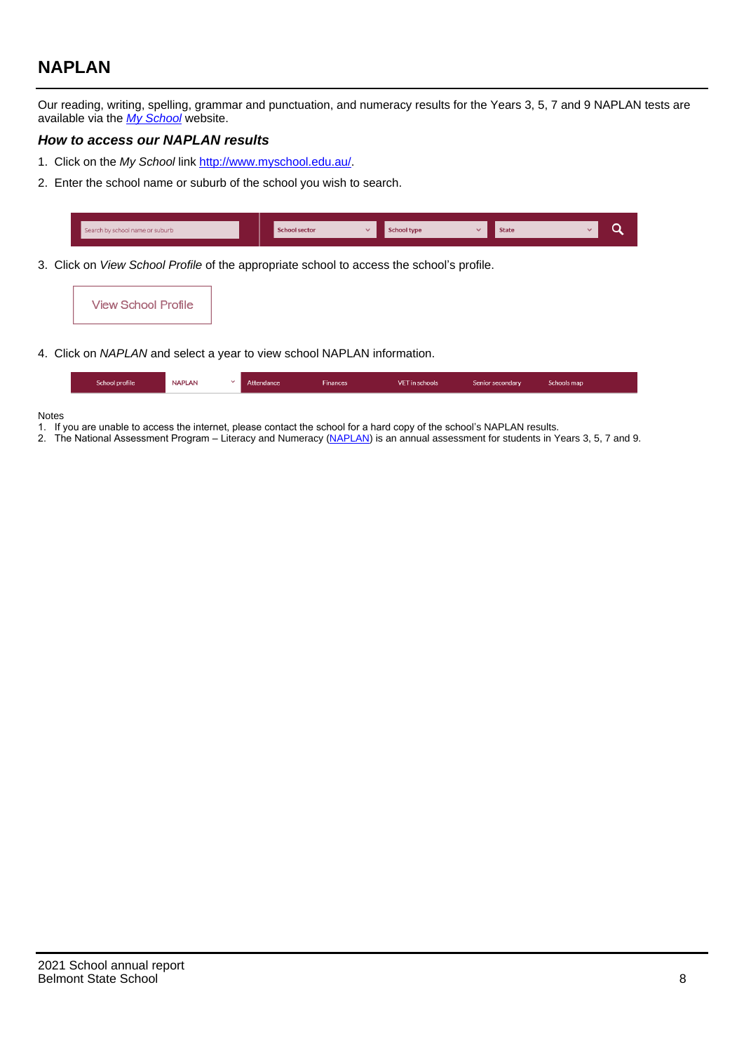## NAPLAN

Our reading, writing, spelling, grammar and punctuation, and numeracy results for the Years 3, 5, 7 and 9 NAPLAN tests are available via the *My School* website.

### *How to access our NAPLAN results*

1. Click on the *My School* link http://www.myschool.edu.au/.
2. Enter the school name or suburb of the school you wish to search.

Search by school name or suburb | School sector | School type | State

3. Click on *View School Profile* of the appropriate school to access the school's profile.

View School Profile

4. Click on *NAPLAN* and select a year to view school NAPLAN information.

School profile | NAPLAN | Attendance | Finances | VET in schools | Senior secondary | Schools map

Notes
1. If you are unable to access the internet, please contact the school for a hard copy of the school's NAPLAN results.
2. The National Assessment Program – Literacy and Numeracy (NAPLAN) is an annual assessment for students in Years 3, 5, 7 and 9.